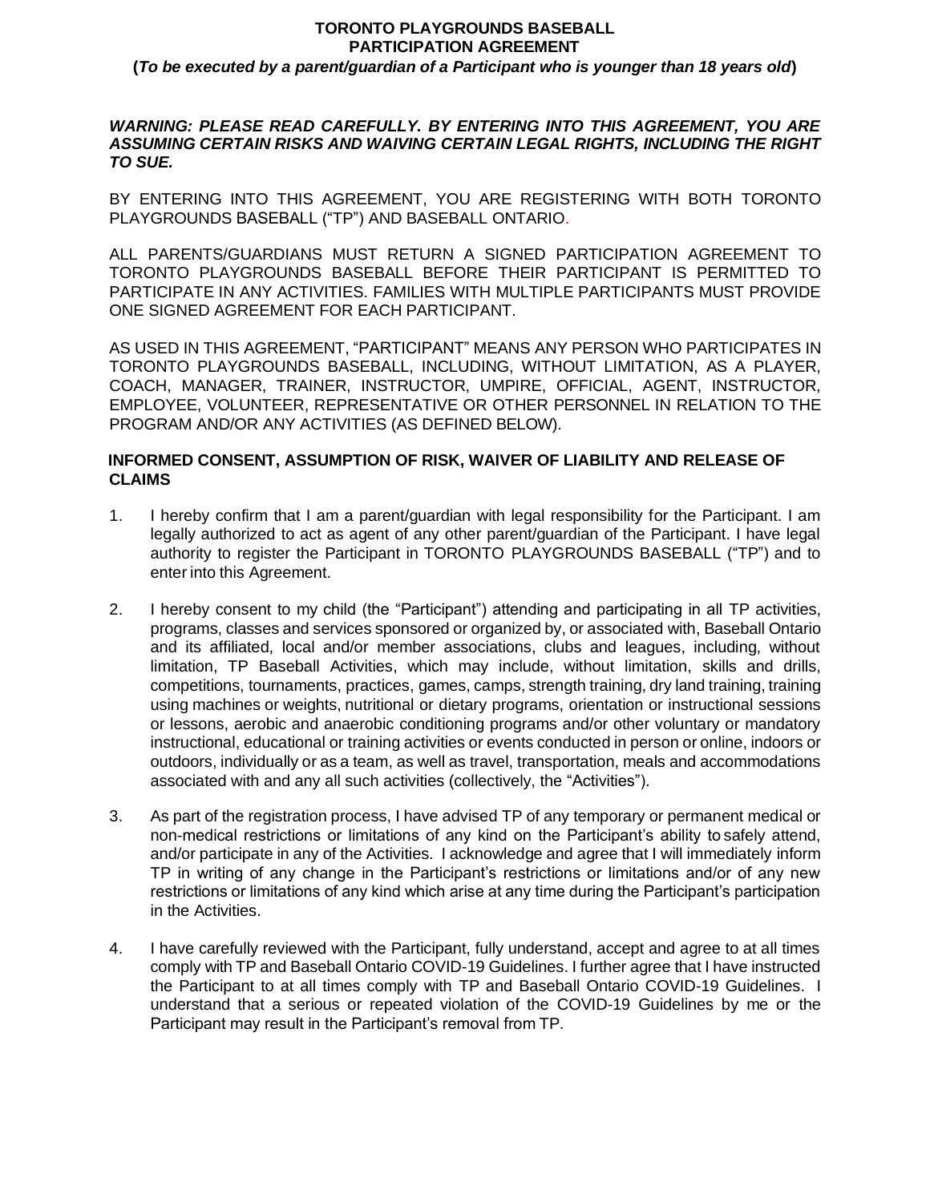# TORONTO PLAYGROUNDS BASEBALL
# PARTICIPATION AGREEMENT

**(*To be executed by a parent/guardian of a Participant who is younger than 18 years old*)**

***WARNING: PLEASE READ CAREFULLY. BY ENTERING INTO THIS AGREEMENT, YOU ARE ASSUMING CERTAIN RISKS AND WAIVING CERTAIN LEGAL RIGHTS, INCLUDING THE RIGHT TO SUE.***

BY ENTERING INTO THIS AGREEMENT, YOU ARE REGISTERING WITH BOTH TORONTO PLAYGROUNDS BASEBALL ("TP") AND BASEBALL ONTARIO.

ALL PARENTS/GUARDIANS MUST RETURN A SIGNED PARTICIPATION AGREEMENT TO TORONTO PLAYGROUNDS BASEBALL BEFORE THEIR PARTICIPANT IS PERMITTED TO PARTICIPATE IN ANY ACTIVITIES. FAMILIES WITH MULTIPLE PARTICIPANTS MUST PROVIDE ONE SIGNED AGREEMENT FOR EACH PARTICIPANT.

AS USED IN THIS AGREEMENT, "PARTICIPANT" MEANS ANY PERSON WHO PARTICIPATES IN TORONTO PLAYGROUNDS BASEBALL, INCLUDING, WITHOUT LIMITATION, AS A PLAYER, COACH, MANAGER, TRAINER, INSTRUCTOR, UMPIRE, OFFICIAL, AGENT, INSTRUCTOR, EMPLOYEE, VOLUNTEER, REPRESENTATIVE OR OTHER PERSONNEL IN RELATION TO THE PROGRAM AND/OR ANY ACTIVITIES (AS DEFINED BELOW).

## INFORMED CONSENT, ASSUMPTION OF RISK, WAIVER OF LIABILITY AND RELEASE OF CLAIMS

1. I hereby confirm that I am a parent/guardian with legal responsibility for the Participant. I am legally authorized to act as agent of any other parent/guardian of the Participant. I have legal authority to register the Participant in TORONTO PLAYGROUNDS BASEBALL ("TP") and to enter into this Agreement.

2. I hereby consent to my child (the "Participant") attending and participating in all TP activities, programs, classes and services sponsored or organized by, or associated with, Baseball Ontario and its affiliated, local and/or member associations, clubs and leagues, including, without limitation, TP Baseball Activities, which may include, without limitation, skills and drills, competitions, tournaments, practices, games, camps, strength training, dry land training, training using machines or weights, nutritional or dietary programs, orientation or instructional sessions or lessons, aerobic and anaerobic conditioning programs and/or other voluntary or mandatory instructional, educational or training activities or events conducted in person or online, indoors or outdoors, individually or as a team, as well as travel, transportation, meals and accommodations associated with and any all such activities (collectively, the "Activities").

3. As part of the registration process, I have advised TP of any temporary or permanent medical or non-medical restrictions or limitations of any kind on the Participant's ability to safely attend, and/or participate in any of the Activities. I acknowledge and agree that I will immediately inform TP in writing of any change in the Participant's restrictions or limitations and/or of any new restrictions or limitations of any kind which arise at any time during the Participant's participation in the Activities.

4. I have carefully reviewed with the Participant, fully understand, accept and agree to at all times comply with TP and Baseball Ontario COVID-19 Guidelines. I further agree that I have instructed the Participant to at all times comply with TP and Baseball Ontario COVID-19 Guidelines. I understand that a serious or repeated violation of the COVID-19 Guidelines by me or the Participant may result in the Participant's removal from TP.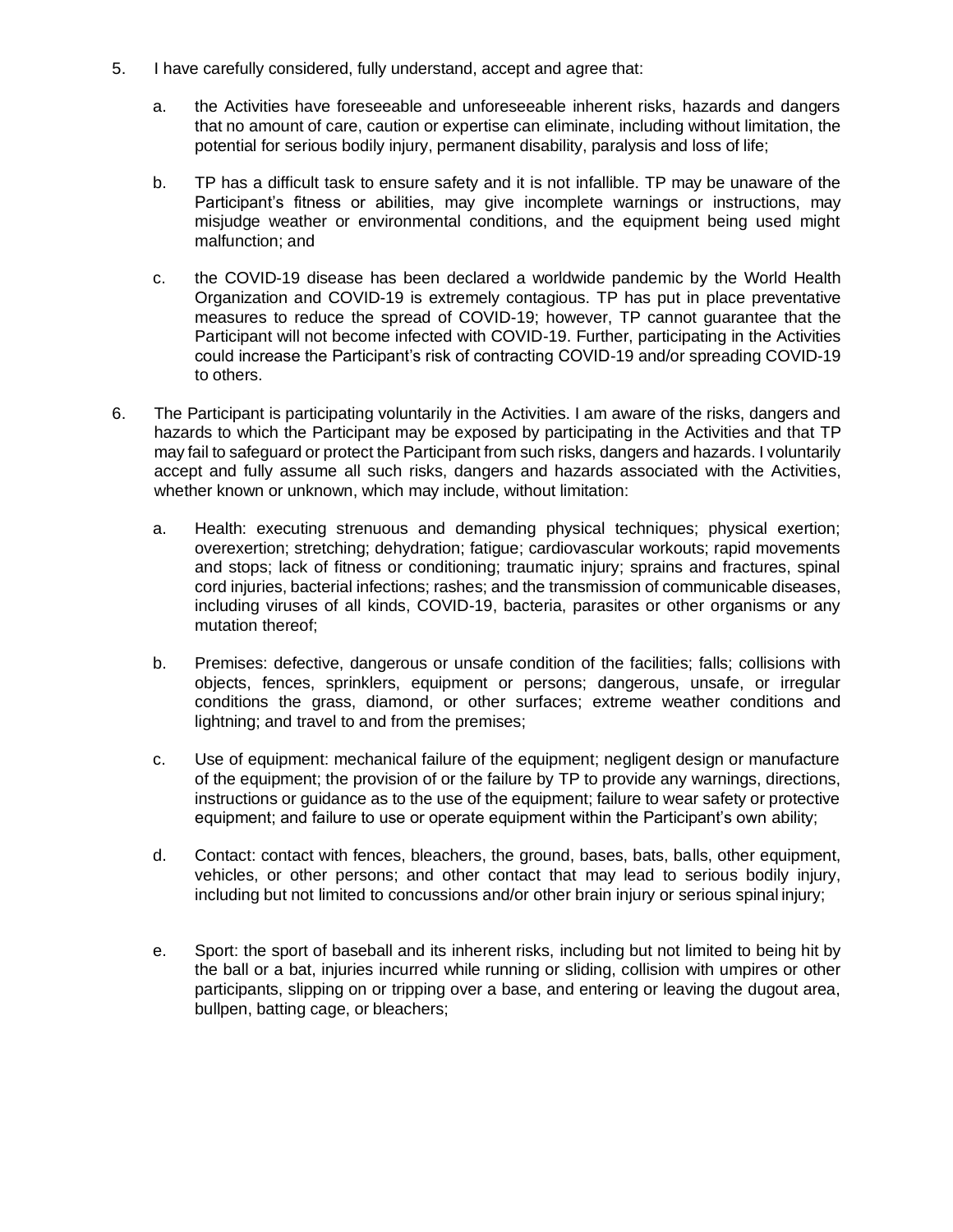5. I have carefully considered, fully understand, accept and agree that:

   a. the Activities have foreseeable and unforeseeable inherent risks, hazards and dangers that no amount of care, caution or expertise can eliminate, including without limitation, the potential for serious bodily injury, permanent disability, paralysis and loss of life;

   b. TP has a difficult task to ensure safety and it is not infallible. TP may be unaware of the Participant's fitness or abilities, may give incomplete warnings or instructions, may misjudge weather or environmental conditions, and the equipment being used might malfunction; and

   c. the COVID-19 disease has been declared a worldwide pandemic by the World Health Organization and COVID-19 is extremely contagious. TP has put in place preventative measures to reduce the spread of COVID-19; however, TP cannot guarantee that the Participant will not become infected with COVID-19. Further, participating in the Activities could increase the Participant's risk of contracting COVID-19 and/or spreading COVID-19 to others.

6. The Participant is participating voluntarily in the Activities. I am aware of the risks, dangers and hazards to which the Participant may be exposed by participating in the Activities and that TP may fail to safeguard or protect the Participant from such risks, dangers and hazards. I voluntarily accept and fully assume all such risks, dangers and hazards associated with the Activities, whether known or unknown, which may include, without limitation:

   a. Health: executing strenuous and demanding physical techniques; physical exertion; overexertion; stretching; dehydration; fatigue; cardiovascular workouts; rapid movements and stops; lack of fitness or conditioning; traumatic injury; sprains and fractures, spinal cord injuries, bacterial infections; rashes; and the transmission of communicable diseases, including viruses of all kinds, COVID-19, bacteria, parasites or other organisms or any mutation thereof;

   b. Premises: defective, dangerous or unsafe condition of the facilities; falls; collisions with objects, fences, sprinklers, equipment or persons; dangerous, unsafe, or irregular conditions the grass, diamond, or other surfaces; extreme weather conditions and lightning; and travel to and from the premises;

   c. Use of equipment: mechanical failure of the equipment; negligent design or manufacture of the equipment; the provision of or the failure by TP to provide any warnings, directions, instructions or guidance as to the use of the equipment; failure to wear safety or protective equipment; and failure to use or operate equipment within the Participant's own ability;

   d. Contact: contact with fences, bleachers, the ground, bases, bats, balls, other equipment, vehicles, or other persons; and other contact that may lead to serious bodily injury, including but not limited to concussions and/or other brain injury or serious spinal injury;

   e. Sport: the sport of baseball and its inherent risks, including but not limited to being hit by the ball or a bat, injuries incurred while running or sliding, collision with umpires or other participants, slipping on or tripping over a base, and entering or leaving the dugout area, bullpen, batting cage, or bleachers;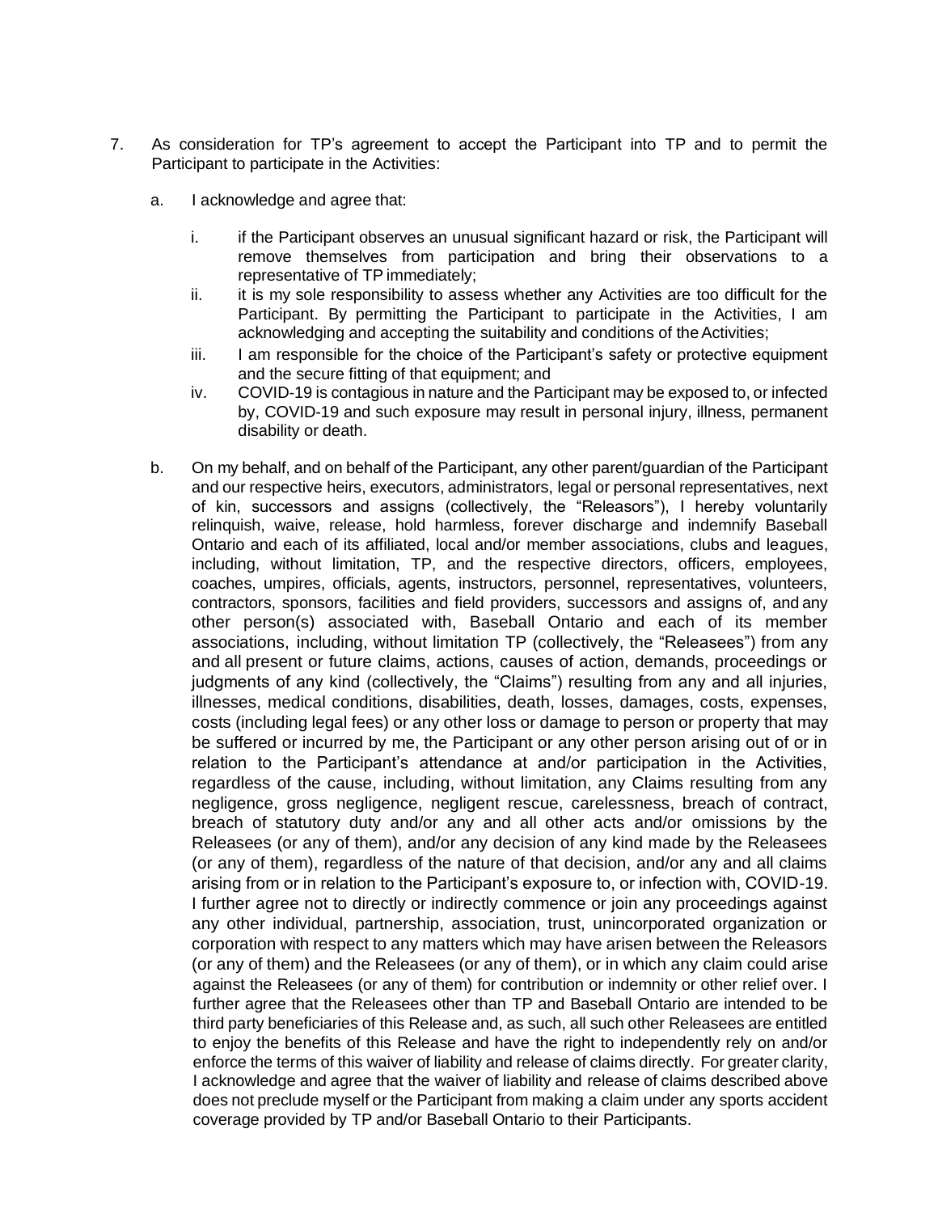7. As consideration for TP's agreement to accept the Participant into TP and to permit the Participant to participate in the Activities:

   a. I acknowledge and agree that:

      i. if the Participant observes an unusual significant hazard or risk, the Participant will remove themselves from participation and bring their observations to a representative of TP immediately;
      ii. it is my sole responsibility to assess whether any Activities are too difficult for the Participant. By permitting the Participant to participate in the Activities, I am acknowledging and accepting the suitability and conditions of the Activities;
      iii. I am responsible for the choice of the Participant's safety or protective equipment and the secure fitting of that equipment; and
      iv. COVID-19 is contagious in nature and the Participant may be exposed to, or infected by, COVID-19 and such exposure may result in personal injury, illness, permanent disability or death.

   b. On my behalf, and on behalf of the Participant, any other parent/guardian of the Participant and our respective heirs, executors, administrators, legal or personal representatives, next of kin, successors and assigns (collectively, the "Releasors"), I hereby voluntarily relinquish, waive, release, hold harmless, forever discharge and indemnify Baseball Ontario and each of its affiliated, local and/or member associations, clubs and leagues, including, without limitation, TP, and the respective directors, officers, employees, coaches, umpires, officials, agents, instructors, personnel, representatives, volunteers, contractors, sponsors, facilities and field providers, successors and assigns of, and any other person(s) associated with, Baseball Ontario and each of its member associations, including, without limitation TP (collectively, the "Releasees") from any and all present or future claims, actions, causes of action, demands, proceedings or judgments of any kind (collectively, the "Claims") resulting from any and all injuries, illnesses, medical conditions, disabilities, death, losses, damages, costs, expenses, costs (including legal fees) or any other loss or damage to person or property that may be suffered or incurred by me, the Participant or any other person arising out of or in relation to the Participant's attendance at and/or participation in the Activities, regardless of the cause, including, without limitation, any Claims resulting from any negligence, gross negligence, negligent rescue, carelessness, breach of contract, breach of statutory duty and/or any and all other acts and/or omissions by the Releasees (or any of them), and/or any decision of any kind made by the Releasees (or any of them), regardless of the nature of that decision, and/or any and all claims arising from or in relation to the Participant's exposure to, or infection with, COVID-19. I further agree not to directly or indirectly commence or join any proceedings against any other individual, partnership, association, trust, unincorporated organization or corporation with respect to any matters which may have arisen between the Releasors (or any of them) and the Releasees (or any of them), or in which any claim could arise against the Releasees (or any of them) for contribution or indemnity or other relief over. I further agree that the Releasees other than TP and Baseball Ontario are intended to be third party beneficiaries of this Release and, as such, all such other Releasees are entitled to enjoy the benefits of this Release and have the right to independently rely on and/or enforce the terms of this waiver of liability and release of claims directly. For greater clarity, I acknowledge and agree that the waiver of liability and release of claims described above does not preclude myself or the Participant from making a claim under any sports accident coverage provided by TP and/or Baseball Ontario to their Participants.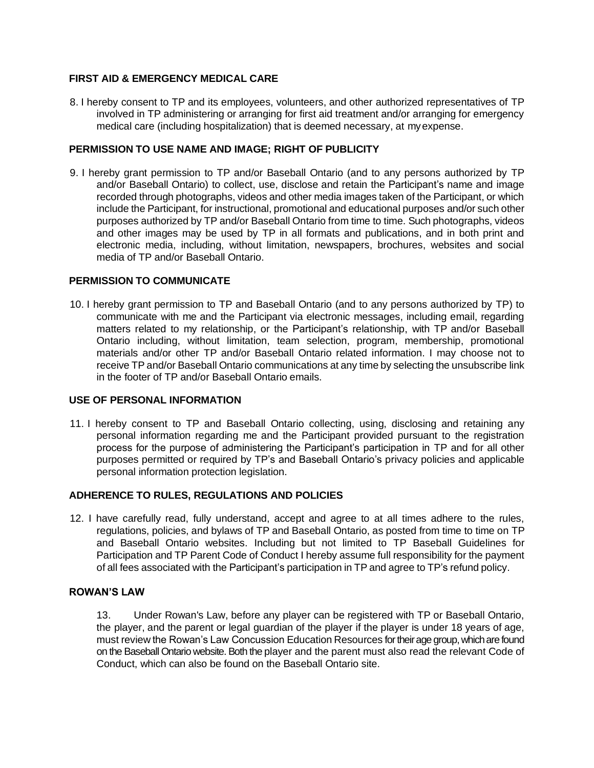**FIRST AID & EMERGENCY MEDICAL CARE**

8. I hereby consent to TP and its employees, volunteers, and other authorized representatives of TP involved in TP administering or arranging for first aid treatment and/or arranging for emergency medical care (including hospitalization) that is deemed necessary, at my expense.

**PERMISSION TO USE NAME AND IMAGE; RIGHT OF PUBLICITY**

9. I hereby grant permission to TP and/or Baseball Ontario (and to any persons authorized by TP and/or Baseball Ontario) to collect, use, disclose and retain the Participant's name and image recorded through photographs, videos and other media images taken of the Participant, or which include the Participant, for instructional, promotional and educational purposes and/or such other purposes authorized by TP and/or Baseball Ontario from time to time. Such photographs, videos and other images may be used by TP in all formats and publications, and in both print and electronic media, including, without limitation, newspapers, brochures, websites and social media of TP and/or Baseball Ontario.

**PERMISSION TO COMMUNICATE**

10. I hereby grant permission to TP and Baseball Ontario (and to any persons authorized by TP) to communicate with me and the Participant via electronic messages, including email, regarding matters related to my relationship, or the Participant's relationship, with TP and/or Baseball Ontario including, without limitation, team selection, program, membership, promotional materials and/or other TP and/or Baseball Ontario related information. I may choose not to receive TP and/or Baseball Ontario communications at any time by selecting the unsubscribe link in the footer of TP and/or Baseball Ontario emails.

**USE OF PERSONAL INFORMATION**

11. I hereby consent to TP and Baseball Ontario collecting, using, disclosing and retaining any personal information regarding me and the Participant provided pursuant to the registration process for the purpose of administering the Participant's participation in TP and for all other purposes permitted or required by TP's and Baseball Ontario's privacy policies and applicable personal information protection legislation.

**ADHERENCE TO RULES, REGULATIONS AND POLICIES**

12. I have carefully read, fully understand, accept and agree to at all times adhere to the rules, regulations, policies, and bylaws of TP and Baseball Ontario, as posted from time to time on TP and Baseball Ontario websites. Including but not limited to TP Baseball Guidelines for Participation and TP Parent Code of Conduct I hereby assume full responsibility for the payment of all fees associated with the Participant's participation in TP and agree to TP's refund policy.

**ROWAN'S LAW**

13. Under Rowan's Law, before any player can be registered with TP or Baseball Ontario, the player, and the parent or legal guardian of the player if the player is under 18 years of age, must review the Rowan's Law Concussion Education Resources for their age group, which are found on the Baseball Ontario website. Both the player and the parent must also read the relevant Code of Conduct, which can also be found on the Baseball Ontario site.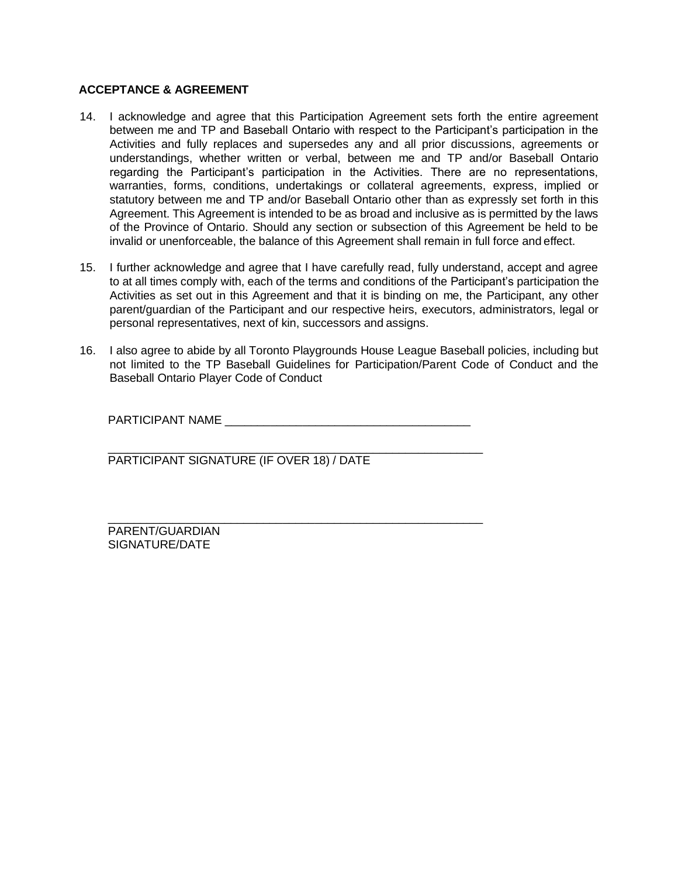**ACCEPTANCE & AGREEMENT**

14. I acknowledge and agree that this Participation Agreement sets forth the entire agreement between me and TP and Baseball Ontario with respect to the Participant's participation in the Activities and fully replaces and supersedes any and all prior discussions, agreements or understandings, whether written or verbal, between me and TP and/or Baseball Ontario regarding the Participant's participation in the Activities. There are no representations, warranties, forms, conditions, undertakings or collateral agreements, express, implied or statutory between me and TP and/or Baseball Ontario other than as expressly set forth in this Agreement. This Agreement is intended to be as broad and inclusive as is permitted by the laws of the Province of Ontario. Should any section or subsection of this Agreement be held to be invalid or unenforceable, the balance of this Agreement shall remain in full force and effect.

15. I further acknowledge and agree that I have carefully read, fully understand, accept and agree to at all times comply with, each of the terms and conditions of the Participant's participation the Activities as set out in this Agreement and that it is binding on me, the Participant, any other parent/guardian of the Participant and our respective heirs, executors, administrators, legal or personal representatives, next of kin, successors and assigns.

16. I also agree to abide by all Toronto Playgrounds House League Baseball policies, including but not limited to the TP Baseball Guidelines for Participation/Parent Code of Conduct and the Baseball Ontario Player Code of Conduct

PARTICIPANT NAME ______________________________________

__________________________________________________________
PARTICIPANT SIGNATURE (IF OVER 18) / DATE

__________________________________________________________
PARENT/GUARDIAN
SIGNATURE/DATE